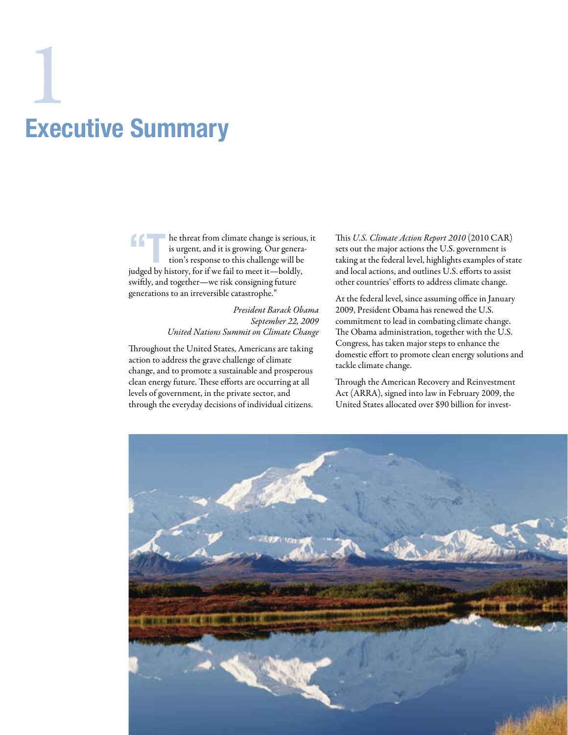# 1 Executive Summary

"The threat from climate change is serious, it is urgent, and it is growing. Our generation's response to this challenge will be judged by history, for if we fail to meet it—boldly, swiftly, and together—we risk consigning future generations to an irreversible catastrophe."

*President Barack Obama*
*September 22, 2009*
*United Nations Summit on Climate Change*

Throughout the United States, Americans are taking action to address the grave challenge of climate change, and to promote a sustainable and prosperous clean energy future. These efforts are occurring at all levels of government, in the private sector, and through the everyday decisions of individual citizens.

This *U.S. Climate Action Report 2010* (2010 CAR) sets out the major actions the U.S. government is taking at the federal level, highlights examples of state and local actions, and outlines U.S. efforts to assist other countries' efforts to address climate change.

At the federal level, since assuming office in January 2009, President Obama has renewed the U.S. commitment to lead in combating climate change. The Obama administration, together with the U.S. Congress, has taken major steps to enhance the domestic effort to promote clean energy solutions and tackle climate change.

Through the American Recovery and Reinvestment Act (ARRA), signed into law in February 2009, the United States allocated over $90 billion for invest-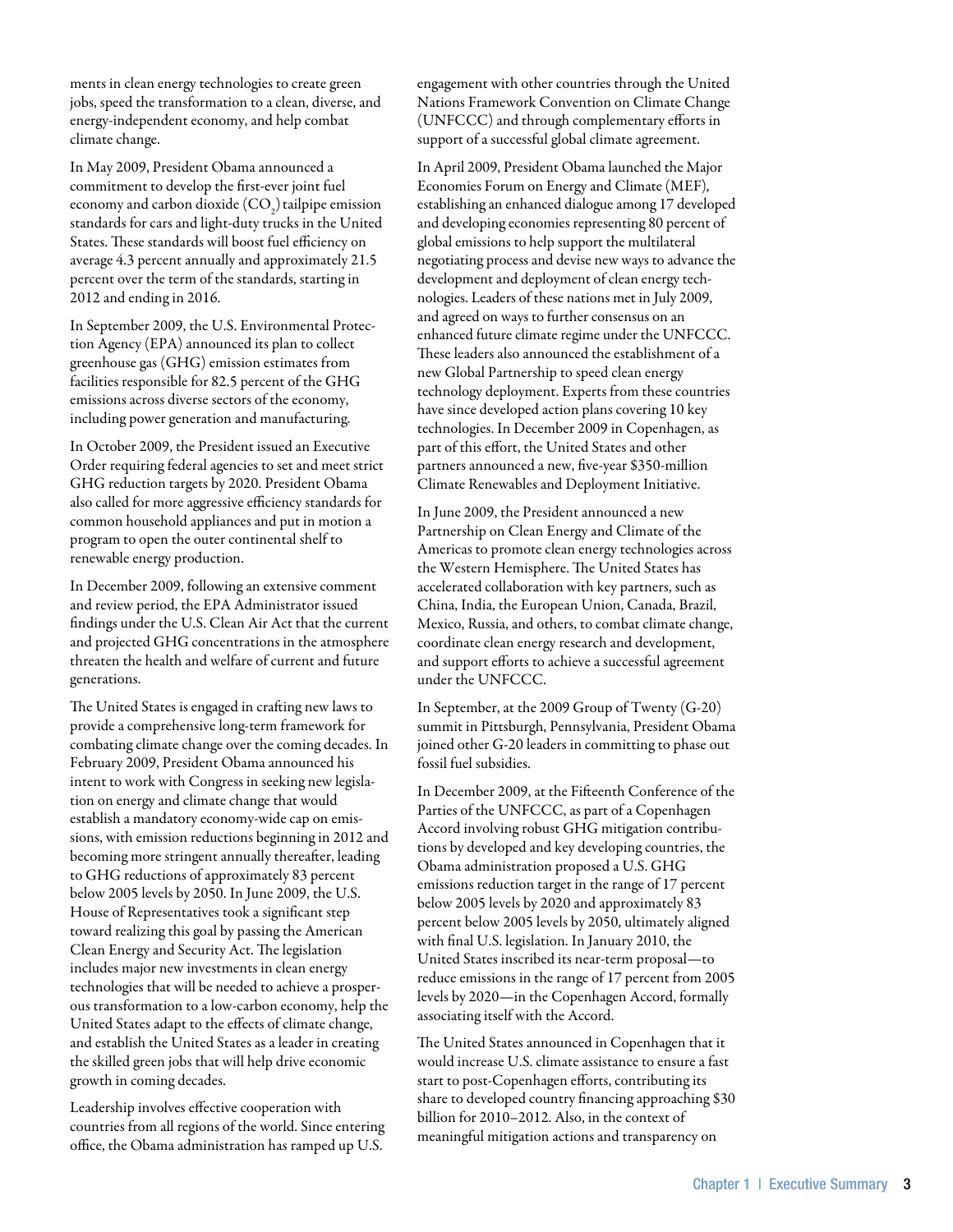ments in clean energy technologies to create green jobs, speed the transformation to a clean, diverse, and energy-independent economy, and help combat climate change.

In May 2009, President Obama announced a commitment to develop the first-ever joint fuel economy and carbon dioxide ($CO_2$) tailpipe emission standards for cars and light-duty trucks in the United States. These standards will boost fuel efficiency on average 4.3 percent annually and approximately 21.5 percent over the term of the standards, starting in 2012 and ending in 2016.

In September 2009, the U.S. Environmental Protection Agency (EPA) announced its plan to collect greenhouse gas (GHG) emission estimates from facilities responsible for 82.5 percent of the GHG emissions across diverse sectors of the economy, including power generation and manufacturing.

In October 2009, the President issued an Executive Order requiring federal agencies to set and meet strict GHG reduction targets by 2020. President Obama also called for more aggressive efficiency standards for common household appliances and put in motion a program to open the outer continental shelf to renewable energy production.

In December 2009, following an extensive comment and review period, the EPA Administrator issued findings under the U.S. Clean Air Act that the current and projected GHG concentrations in the atmosphere threaten the health and welfare of current and future generations.

The United States is engaged in crafting new laws to provide a comprehensive long-term framework for combating climate change over the coming decades. In February 2009, President Obama announced his intent to work with Congress in seeking new legislation on energy and climate change that would establish a mandatory economy-wide cap on emissions, with emission reductions beginning in 2012 and becoming more stringent annually thereafter, leading to GHG reductions of approximately 83 percent below 2005 levels by 2050. In June 2009, the U.S. House of Representatives took a significant step toward realizing this goal by passing the American Clean Energy and Security Act. The legislation includes major new investments in clean energy technologies that will be needed to achieve a prosperous transformation to a low-carbon economy, help the United States adapt to the effects of climate change, and establish the United States as a leader in creating the skilled green jobs that will help drive economic growth in coming decades.

Leadership involves effective cooperation with countries from all regions of the world. Since entering office, the Obama administration has ramped up U.S. engagement with other countries through the United Nations Framework Convention on Climate Change (UNFCCC) and through complementary efforts in support of a successful global climate agreement.

In April 2009, President Obama launched the Major Economies Forum on Energy and Climate (MEF), establishing an enhanced dialogue among 17 developed and developing economies representing 80 percent of global emissions to help support the multilateral negotiating process and devise new ways to advance the development and deployment of clean energy technologies. Leaders of these nations met in July 2009, and agreed on ways to further consensus on an enhanced future climate regime under the UNFCCC. These leaders also announced the establishment of a new Global Partnership to speed clean energy technology deployment. Experts from these countries have since developed action plans covering 10 key technologies. In December 2009 in Copenhagen, as part of this effort, the United States and other partners announced a new, five-year $350-million Climate Renewables and Deployment Initiative.

In June 2009, the President announced a new Partnership on Clean Energy and Climate of the Americas to promote clean energy technologies across the Western Hemisphere. The United States has accelerated collaboration with key partners, such as China, India, the European Union, Canada, Brazil, Mexico, Russia, and others, to combat climate change, coordinate clean energy research and development, and support efforts to achieve a successful agreement under the UNFCCC.

In September, at the 2009 Group of Twenty (G-20) summit in Pittsburgh, Pennsylvania, President Obama joined other G-20 leaders in committing to phase out fossil fuel subsidies.

In December 2009, at the Fifteenth Conference of the Parties of the UNFCCC, as part of a Copenhagen Accord involving robust GHG mitigation contributions by developed and key developing countries, the Obama administration proposed a U.S. GHG emissions reduction target in the range of 17 percent below 2005 levels by 2020 and approximately 83 percent below 2005 levels by 2050, ultimately aligned with final U.S. legislation. In January 2010, the United States inscribed its near-term proposal—to reduce emissions in the range of 17 percent from 2005 levels by 2020—in the Copenhagen Accord, formally associating itself with the Accord.

The United States announced in Copenhagen that it would increase U.S. climate assistance to ensure a fast start to post-Copenhagen efforts, contributing its share to developed country financing approaching $30 billion for 2010–2012. Also, in the context of meaningful mitigation actions and transparency on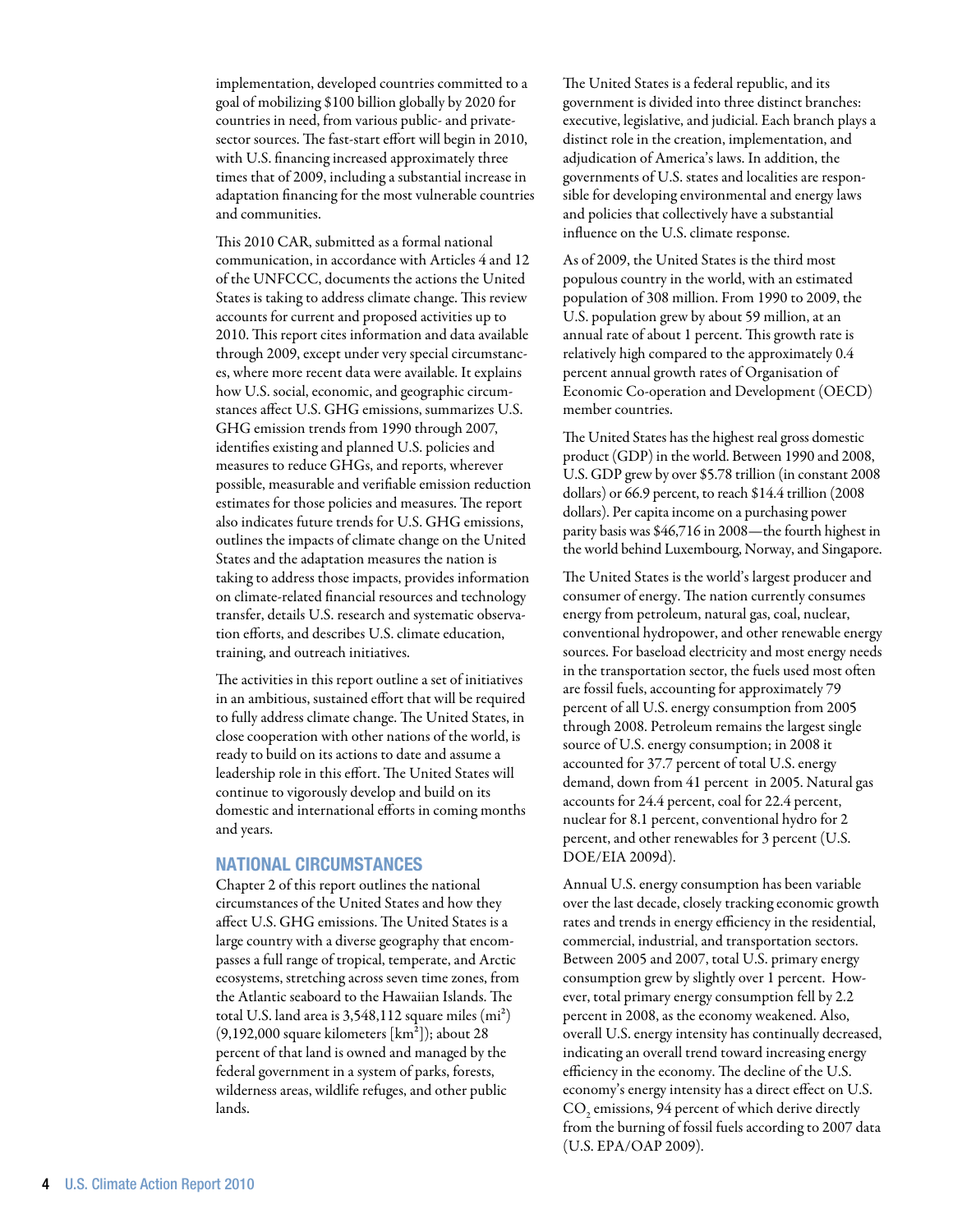implementation, developed countries committed to a goal of mobilizing $100 billion globally by 2020 for countries in need, from various public- and private-sector sources. The fast-start effort will begin in 2010, with U.S. financing increased approximately three times that of 2009, including a substantial increase in adaptation financing for the most vulnerable countries and communities.

This 2010 CAR, submitted as a formal national communication, in accordance with Articles 4 and 12 of the UNFCCC, documents the actions the United States is taking to address climate change. This review accounts for current and proposed activities up to 2010. This report cites information and data available through 2009, except under very special circumstances, where more recent data were available. It explains how U.S. social, economic, and geographic circumstances affect U.S. GHG emissions, summarizes U.S. GHG emission trends from 1990 through 2007, identifies existing and planned U.S. policies and measures to reduce GHGs, and reports, wherever possible, measurable and verifiable emission reduction estimates for those policies and measures. The report also indicates future trends for U.S. GHG emissions, outlines the impacts of climate change on the United States and the adaptation measures the nation is taking to address those impacts, provides information on climate-related financial resources and technology transfer, details U.S. research and systematic observation efforts, and describes U.S. climate education, training, and outreach initiatives.

The activities in this report outline a set of initiatives in an ambitious, sustained effort that will be required to fully address climate change. The United States, in close cooperation with other nations of the world, is ready to build on its actions to date and assume a leadership role in this effort. The United States will continue to vigorously develop and build on its domestic and international efforts in coming months and years.

## NATIONAL CIRCUMSTANCES

Chapter 2 of this report outlines the national circumstances of the United States and how they affect U.S. GHG emissions. The United States is a large country with a diverse geography that encompasses a full range of tropical, temperate, and Arctic ecosystems, stretching across seven time zones, from the Atlantic seaboard to the Hawaiian Islands. The total U.S. land area is 3,548,112 square miles ($mi^2$) (9,192,000 square kilometers [$km^2$]); about 28 percent of that land is owned and managed by the federal government in a system of parks, forests, wilderness areas, wildlife refuges, and other public lands.

The United States is a federal republic, and its government is divided into three distinct branches: executive, legislative, and judicial. Each branch plays a distinct role in the creation, implementation, and adjudication of America's laws. In addition, the governments of U.S. states and localities are responsible for developing environmental and energy laws and policies that collectively have a substantial influence on the U.S. climate response.

As of 2009, the United States is the third most populous country in the world, with an estimated population of 308 million. From 1990 to 2009, the U.S. population grew by about 59 million, at an annual rate of about 1 percent. This growth rate is relatively high compared to the approximately 0.4 percent annual growth rates of Organisation of Economic Co-operation and Development (OECD) member countries.

The United States has the highest real gross domestic product (GDP) in the world. Between 1990 and 2008, U.S. GDP grew by over $5.78 trillion (in constant 2008 dollars) or 66.9 percent, to reach $14.4 trillion (2008 dollars). Per capita income on a purchasing power parity basis was $46,716 in 2008—the fourth highest in the world behind Luxembourg, Norway, and Singapore.

The United States is the world's largest producer and consumer of energy. The nation currently consumes energy from petroleum, natural gas, coal, nuclear, conventional hydropower, and other renewable energy sources. For baseload electricity and most energy needs in the transportation sector, the fuels used most often are fossil fuels, accounting for approximately 79 percent of all U.S. energy consumption from 2005 through 2008. Petroleum remains the largest single source of U.S. energy consumption; in 2008 it accounted for 37.7 percent of total U.S. energy demand, down from 41 percent in 2005. Natural gas accounts for 24.4 percent, coal for 22.4 percent, nuclear for 8.1 percent, conventional hydro for 2 percent, and other renewables for 3 percent (U.S. DOE/EIA 2009d).

Annual U.S. energy consumption has been variable over the last decade, closely tracking economic growth rates and trends in energy efficiency in the residential, commercial, industrial, and transportation sectors. Between 2005 and 2007, total U.S. primary energy consumption grew by slightly over 1 percent. However, total primary energy consumption fell by 2.2 percent in 2008, as the economy weakened. Also, overall U.S. energy intensity has continually decreased, indicating an overall trend toward increasing energy efficiency in the economy. The decline of the U.S. economy's energy intensity has a direct effect on U.S. $CO_2$ emissions, 94 percent of which derive directly from the burning of fossil fuels according to 2007 data (U.S. EPA/OAP 2009).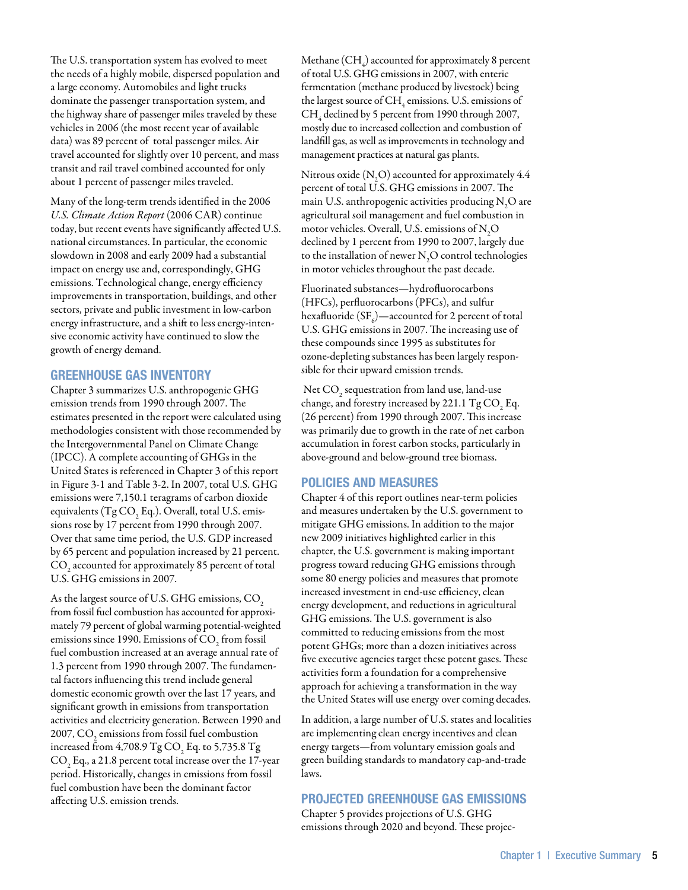The U.S. transportation system has evolved to meet the needs of a highly mobile, dispersed population and a large economy. Automobiles and light trucks dominate the passenger transportation system, and the highway share of passenger miles traveled by these vehicles in 2006 (the most recent year of available data) was 89 percent of total passenger miles. Air travel accounted for slightly over 10 percent, and mass transit and rail travel combined accounted for only about 1 percent of passenger miles traveled.

Many of the long-term trends identified in the 2006 *U.S. Climate Action Report* (2006 CAR) continue today, but recent events have significantly affected U.S. national circumstances. In particular, the economic slowdown in 2008 and early 2009 had a substantial impact on energy use and, correspondingly, GHG emissions. Technological change, energy efficiency improvements in transportation, buildings, and other sectors, private and public investment in low-carbon energy infrastructure, and a shift to less energy-intensive economic activity have continued to slow the growth of energy demand.

## GREENHOUSE GAS INVENTORY

Chapter 3 summarizes U.S. anthropogenic GHG emission trends from 1990 through 2007. The estimates presented in the report were calculated using methodologies consistent with those recommended by the Intergovernmental Panel on Climate Change (IPCC). A complete accounting of GHGs in the United States is referenced in Chapter 3 of this report in Figure 3-1 and Table 3-2. In 2007, total U.S. GHG emissions were 7,150.1 teragrams of carbon dioxide equivalents (Tg $CO_2$ Eq.). Overall, total U.S. emissions rose by 17 percent from 1990 through 2007. Over that same time period, the U.S. GDP increased by 65 percent and population increased by 21 percent. $CO_2$ accounted for approximately 85 percent of total U.S. GHG emissions in 2007.

As the largest source of U.S. GHG emissions, $CO_2$ from fossil fuel combustion has accounted for approximately 79 percent of global warming potential-weighted emissions since 1990. Emissions of $CO_2$ from fossil fuel combustion increased at an average annual rate of 1.3 percent from 1990 through 2007. The fundamental factors influencing this trend include general domestic economic growth over the last 17 years, and significant growth in emissions from transportation activities and electricity generation. Between 1990 and 2007, $CO_2$ emissions from fossil fuel combustion increased from 4,708.9 Tg $CO_2$ Eq. to 5,735.8 Tg $CO_2$ Eq., a 21.8 percent total increase over the 17-year period. Historically, changes in emissions from fossil fuel combustion have been the dominant factor affecting U.S. emission trends.

Methane ($CH_4$) accounted for approximately 8 percent of total U.S. GHG emissions in 2007, with enteric fermentation (methane produced by livestock) being the largest source of $CH_4$ emissions. U.S. emissions of $CH_4$ declined by 5 percent from 1990 through 2007, mostly due to increased collection and combustion of landfill gas, as well as improvements in technology and management practices at natural gas plants.

Nitrous oxide ($N_2O$) accounted for approximately 4.4 percent of total U.S. GHG emissions in 2007. The main U.S. anthropogenic activities producing $N_2O$ are agricultural soil management and fuel combustion in motor vehicles. Overall, U.S. emissions of $N_2O$ declined by 1 percent from 1990 to 2007, largely due to the installation of newer $N_2O$ control technologies in motor vehicles throughout the past decade.

Fluorinated substances—hydrofluorocarbons (HFCs), perfluorocarbons (PFCs), and sulfur hexafluoride ($SF_6$)—accounted for 2 percent of total U.S. GHG emissions in 2007. The increasing use of these compounds since 1995 as substitutes for ozone-depleting substances has been largely responsible for their upward emission trends.

Net $CO_2$ sequestration from land use, land-use change, and forestry increased by 221.1 Tg $CO_2$ Eq. (26 percent) from 1990 through 2007. This increase was primarily due to growth in the rate of net carbon accumulation in forest carbon stocks, particularly in above-ground and below-ground tree biomass.

## POLICIES AND MEASURES

Chapter 4 of this report outlines near-term policies and measures undertaken by the U.S. government to mitigate GHG emissions. In addition to the major new 2009 initiatives highlighted earlier in this chapter, the U.S. government is making important progress toward reducing GHG emissions through some 80 energy policies and measures that promote increased investment in end-use efficiency, clean energy development, and reductions in agricultural GHG emissions. The U.S. government is also committed to reducing emissions from the most potent GHGs; more than a dozen initiatives across five executive agencies target these potent gases. These activities form a foundation for a comprehensive approach for achieving a transformation in the way the United States will use energy over coming decades.

In addition, a large number of U.S. states and localities are implementing clean energy incentives and clean energy targets—from voluntary emission goals and green building standards to mandatory cap-and-trade laws.

## PROJECTED GREENHOUSE GAS EMISSIONS

Chapter 5 provides projections of U.S. GHG emissions through 2020 and beyond. These projec-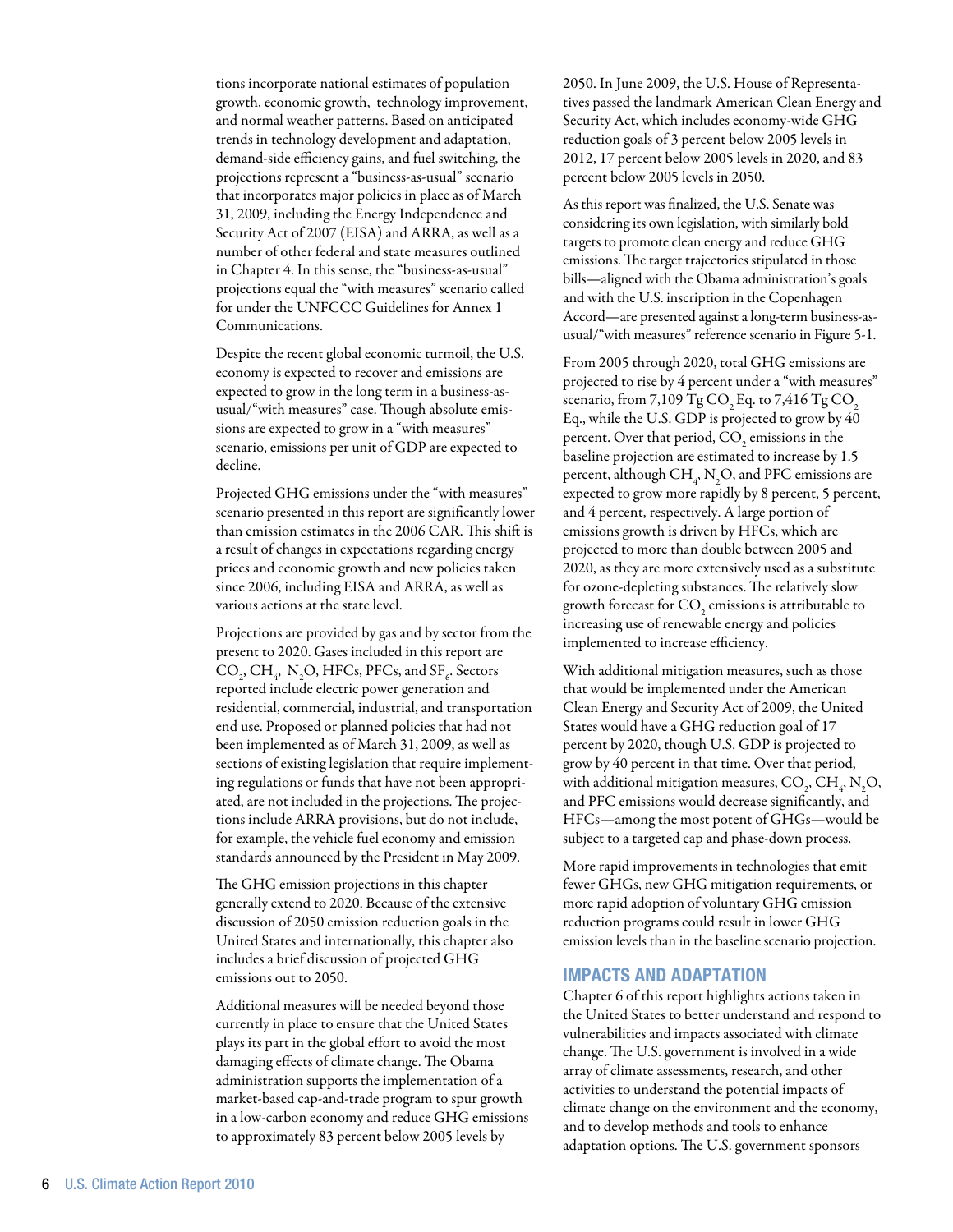tions incorporate national estimates of population growth, economic growth, technology improvement, and normal weather patterns. Based on anticipated trends in technology development and adaptation, demand-side efficiency gains, and fuel switching, the projections represent a "business-as-usual" scenario that incorporates major policies in place as of March 31, 2009, including the Energy Independence and Security Act of 2007 (EISA) and ARRA, as well as a number of other federal and state measures outlined in Chapter 4. In this sense, the "business-as-usual" projections equal the "with measures" scenario called for under the UNFCCC Guidelines for Annex 1 Communications.

Despite the recent global economic turmoil, the U.S. economy is expected to recover and emissions are expected to grow in the long term in a business-as-usual/"with measures" case. Though absolute emissions are expected to grow in a "with measures" scenario, emissions per unit of GDP are expected to decline.

Projected GHG emissions under the "with measures" scenario presented in this report are significantly lower than emission estimates in the 2006 CAR. This shift is a result of changes in expectations regarding energy prices and economic growth and new policies taken since 2006, including EISA and ARRA, as well as various actions at the state level.

Projections are provided by gas and by sector from the present to 2020. Gases included in this report are $CO_2$, $CH_4$, $N_2O$, HFCs, PFCs, and $SF_6$. Sectors reported include electric power generation and residential, commercial, industrial, and transportation end use. Proposed or planned policies that had not been implemented as of March 31, 2009, as well as sections of existing legislation that require implementing regulations or funds that have not been appropriated, are not included in the projections. The projections include ARRA provisions, but do not include, for example, the vehicle fuel economy and emission standards announced by the President in May 2009.

The GHG emission projections in this chapter generally extend to 2020. Because of the extensive discussion of 2050 emission reduction goals in the United States and internationally, this chapter also includes a brief discussion of projected GHG emissions out to 2050.

Additional measures will be needed beyond those currently in place to ensure that the United States plays its part in the global effort to avoid the most damaging effects of climate change. The Obama administration supports the implementation of a market-based cap-and-trade program to spur growth in a low-carbon economy and reduce GHG emissions to approximately 83 percent below 2005 levels by 2050. In June 2009, the U.S. House of Representatives passed the landmark American Clean Energy and Security Act, which includes economy-wide GHG reduction goals of 3 percent below 2005 levels in 2012, 17 percent below 2005 levels in 2020, and 83 percent below 2005 levels in 2050.

As this report was finalized, the U.S. Senate was considering its own legislation, with similarly bold targets to promote clean energy and reduce GHG emissions. The target trajectories stipulated in those bills—aligned with the Obama administration's goals and with the U.S. inscription in the Copenhagen Accord—are presented against a long-term business-as-usual/"with measures" reference scenario in Figure 5-1.

From 2005 through 2020, total GHG emissions are projected to rise by 4 percent under a "with measures" scenario, from 7,109 Tg $CO_2$ Eq. to 7,416 Tg $CO_2$ Eq., while the U.S. GDP is projected to grow by 40 percent. Over that period, $CO_2$ emissions in the baseline projection are estimated to increase by 1.5 percent, although $CH_4$, $N_2O$, and PFC emissions are expected to grow more rapidly by 8 percent, 5 percent, and 4 percent, respectively. A large portion of emissions growth is driven by HFCs, which are projected to more than double between 2005 and 2020, as they are more extensively used as a substitute for ozone-depleting substances. The relatively slow growth forecast for $CO_2$ emissions is attributable to increasing use of renewable energy and policies implemented to increase efficiency.

With additional mitigation measures, such as those that would be implemented under the American Clean Energy and Security Act of 2009, the United States would have a GHG reduction goal of 17 percent by 2020, though U.S. GDP is projected to grow by 40 percent in that time. Over that period, with additional mitigation measures, $CO_2$, $CH_4$, $N_2O$, and PFC emissions would decrease significantly, and HFCs—among the most potent of GHGs—would be subject to a targeted cap and phase-down process.

More rapid improvements in technologies that emit fewer GHGs, new GHG mitigation requirements, or more rapid adoption of voluntary GHG emission reduction programs could result in lower GHG emission levels than in the baseline scenario projection.

## IMPACTS AND ADAPTATION

Chapter 6 of this report highlights actions taken in the United States to better understand and respond to vulnerabilities and impacts associated with climate change. The U.S. government is involved in a wide array of climate assessments, research, and other activities to understand the potential impacts of climate change on the environment and the economy, and to develop methods and tools to enhance adaptation options. The U.S. government sponsors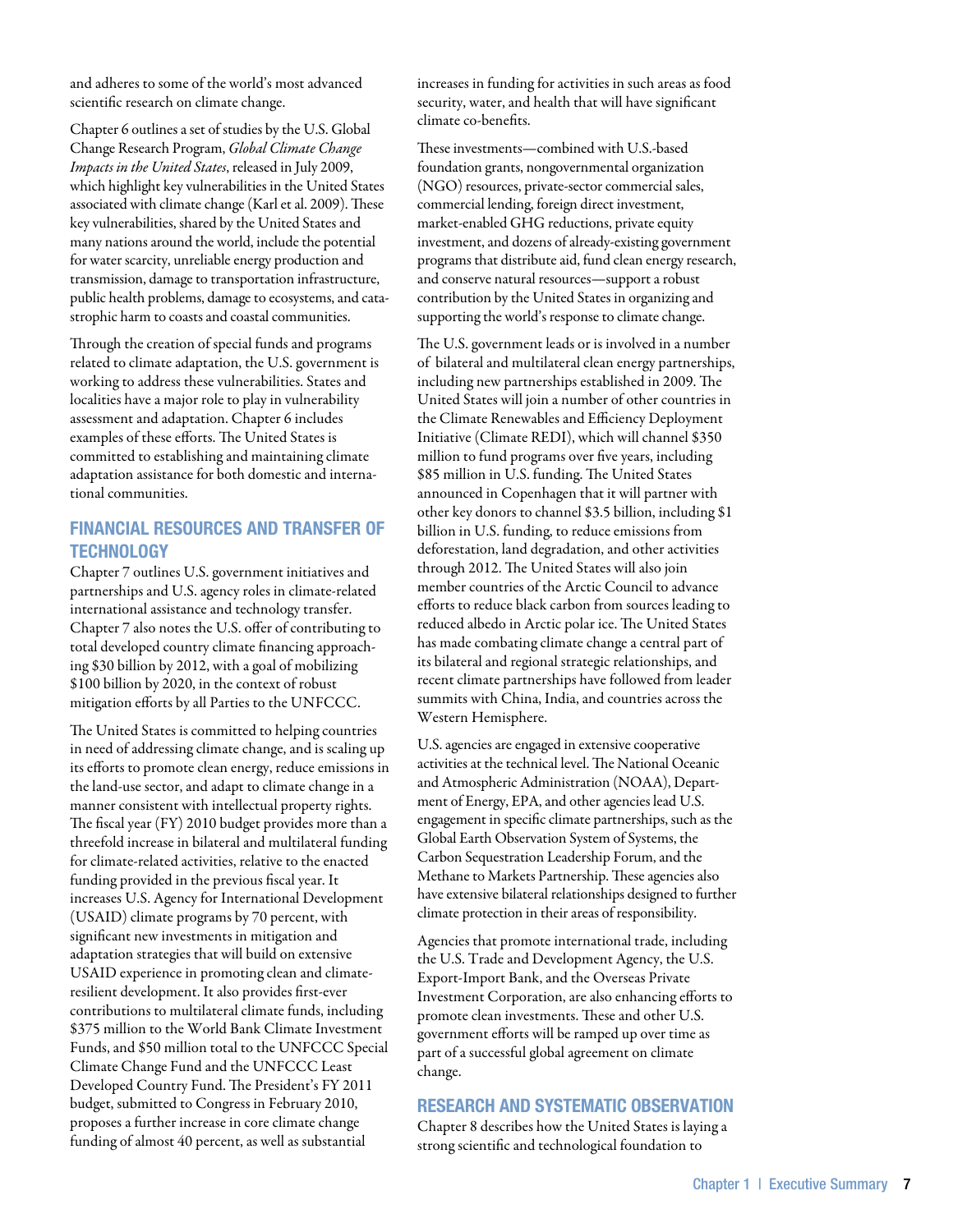and adheres to some of the world's most advanced scientific research on climate change.

Chapter 6 outlines a set of studies by the U.S. Global Change Research Program, *Global Climate Change Impacts in the United States*, released in July 2009, which highlight key vulnerabilities in the United States associated with climate change (Karl et al. 2009). These key vulnerabilities, shared by the United States and many nations around the world, include the potential for water scarcity, unreliable energy production and transmission, damage to transportation infrastructure, public health problems, damage to ecosystems, and catastrophic harm to coasts and coastal communities.

Through the creation of special funds and programs related to climate adaptation, the U.S. government is working to address these vulnerabilities. States and localities have a major role to play in vulnerability assessment and adaptation. Chapter 6 includes examples of these efforts. The United States is committed to establishing and maintaining climate adaptation assistance for both domestic and international communities.

## FINANCIAL RESOURCES AND TRANSFER OF TECHNOLOGY

Chapter 7 outlines U.S. government initiatives and partnerships and U.S. agency roles in climate-related international assistance and technology transfer. Chapter 7 also notes the U.S. offer of contributing to total developed country climate financing approaching $30 billion by 2012, with a goal of mobilizing $100 billion by 2020, in the context of robust mitigation efforts by all Parties to the UNFCCC.

The United States is committed to helping countries in need of addressing climate change, and is scaling up its efforts to promote clean energy, reduce emissions in the land-use sector, and adapt to climate change in a manner consistent with intellectual property rights. The fiscal year (FY) 2010 budget provides more than a threefold increase in bilateral and multilateral funding for climate-related activities, relative to the enacted funding provided in the previous fiscal year. It increases U.S. Agency for International Development (USAID) climate programs by 70 percent, with significant new investments in mitigation and adaptation strategies that will build on extensive USAID experience in promoting clean and climate-resilient development. It also provides first-ever contributions to multilateral climate funds, including $375 million to the World Bank Climate Investment Funds, and $50 million total to the UNFCCC Special Climate Change Fund and the UNFCCC Least Developed Country Fund. The President's FY 2011 budget, submitted to Congress in February 2010, proposes a further increase in core climate change funding of almost 40 percent, as well as substantial increases in funding for activities in such areas as food security, water, and health that will have significant climate co-benefits.

These investments—combined with U.S.-based foundation grants, nongovernmental organization (NGO) resources, private-sector commercial sales, commercial lending, foreign direct investment, market-enabled GHG reductions, private equity investment, and dozens of already-existing government programs that distribute aid, fund clean energy research, and conserve natural resources—support a robust contribution by the United States in organizing and supporting the world's response to climate change.

The U.S. government leads or is involved in a number of bilateral and multilateral clean energy partnerships, including new partnerships established in 2009. The United States will join a number of other countries in the Climate Renewables and Efficiency Deployment Initiative (Climate REDI), which will channel $350 million to fund programs over five years, including $85 million in U.S. funding. The United States announced in Copenhagen that it will partner with other key donors to channel $3.5 billion, including $1 billion in U.S. funding, to reduce emissions from deforestation, land degradation, and other activities through 2012. The United States will also join member countries of the Arctic Council to advance efforts to reduce black carbon from sources leading to reduced albedo in Arctic polar ice. The United States has made combating climate change a central part of its bilateral and regional strategic relationships, and recent climate partnerships have followed from leader summits with China, India, and countries across the Western Hemisphere.

U.S. agencies are engaged in extensive cooperative activities at the technical level. The National Oceanic and Atmospheric Administration (NOAA), Department of Energy, EPA, and other agencies lead U.S. engagement in specific climate partnerships, such as the Global Earth Observation System of Systems, the Carbon Sequestration Leadership Forum, and the Methane to Markets Partnership. These agencies also have extensive bilateral relationships designed to further climate protection in their areas of responsibility.

Agencies that promote international trade, including the U.S. Trade and Development Agency, the U.S. Export-Import Bank, and the Overseas Private Investment Corporation, are also enhancing efforts to promote clean investments. These and other U.S. government efforts will be ramped up over time as part of a successful global agreement on climate change.

## RESEARCH AND SYSTEMATIC OBSERVATION

Chapter 8 describes how the United States is laying a strong scientific and technological foundation to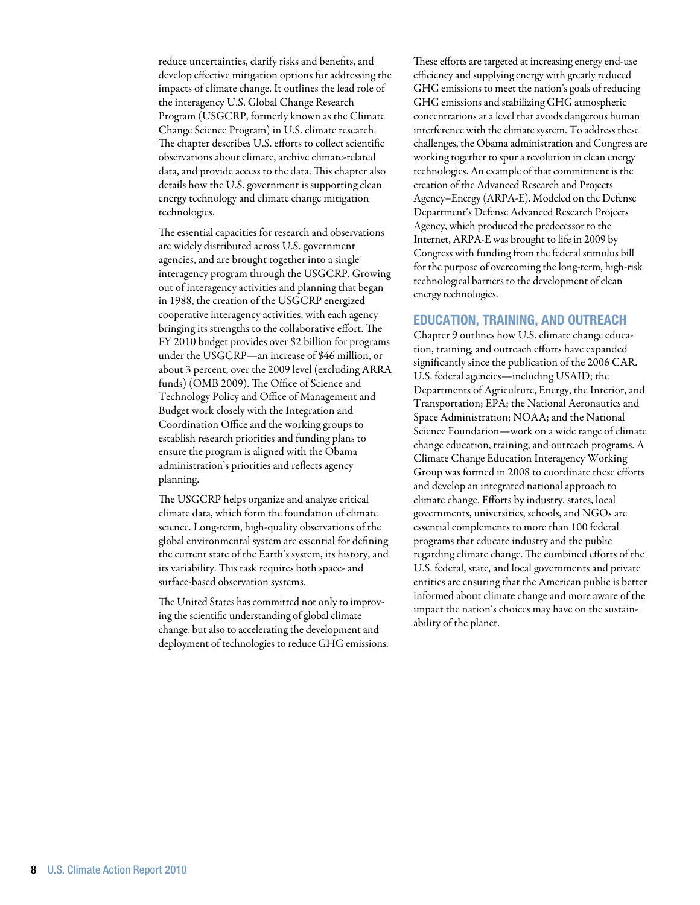reduce uncertainties, clarify risks and benefits, and develop effective mitigation options for addressing the impacts of climate change. It outlines the lead role of the interagency U.S. Global Change Research Program (USGCRP, formerly known as the Climate Change Science Program) in U.S. climate research. The chapter describes U.S. efforts to collect scientific observations about climate, archive climate-related data, and provide access to the data. This chapter also details how the U.S. government is supporting clean energy technology and climate change mitigation technologies.

The essential capacities for research and observations are widely distributed across U.S. government agencies, and are brought together into a single interagency program through the USGCRP. Growing out of interagency activities and planning that began in 1988, the creation of the USGCRP energized cooperative interagency activities, with each agency bringing its strengths to the collaborative effort. The FY 2010 budget provides over $2 billion for programs under the USGCRP—an increase of $46 million, or about 3 percent, over the 2009 level (excluding ARRA funds) (OMB 2009). The Office of Science and Technology Policy and Office of Management and Budget work closely with the Integration and Coordination Office and the working groups to establish research priorities and funding plans to ensure the program is aligned with the Obama administration's priorities and reflects agency planning.

The USGCRP helps organize and analyze critical climate data, which form the foundation of climate science. Long-term, high-quality observations of the global environmental system are essential for defining the current state of the Earth's system, its history, and its variability. This task requires both space- and surface-based observation systems.

The United States has committed not only to improving the scientific understanding of global climate change, but also to accelerating the development and deployment of technologies to reduce GHG emissions. These efforts are targeted at increasing energy end-use efficiency and supplying energy with greatly reduced GHG emissions to meet the nation's goals of reducing GHG emissions and stabilizing GHG atmospheric concentrations at a level that avoids dangerous human interference with the climate system. To address these challenges, the Obama administration and Congress are working together to spur a revolution in clean energy technologies. An example of that commitment is the creation of the Advanced Research and Projects Agency–Energy (ARPA-E). Modeled on the Defense Department's Defense Advanced Research Projects Agency, which produced the predecessor to the Internet, ARPA-E was brought to life in 2009 by Congress with funding from the federal stimulus bill for the purpose of overcoming the long-term, high-risk technological barriers to the development of clean energy technologies.

## EDUCATION, TRAINING, AND OUTREACH

Chapter 9 outlines how U.S. climate change education, training, and outreach efforts have expanded significantly since the publication of the 2006 CAR. U.S. federal agencies—including USAID; the Departments of Agriculture, Energy, the Interior, and Transportation; EPA; the National Aeronautics and Space Administration; NOAA; and the National Science Foundation—work on a wide range of climate change education, training, and outreach programs. A Climate Change Education Interagency Working Group was formed in 2008 to coordinate these efforts and develop an integrated national approach to climate change. Efforts by industry, states, local governments, universities, schools, and NGOs are essential complements to more than 100 federal programs that educate industry and the public regarding climate change. The combined efforts of the U.S. federal, state, and local governments and private entities are ensuring that the American public is better informed about climate change and more aware of the impact the nation's choices may have on the sustainability of the planet.